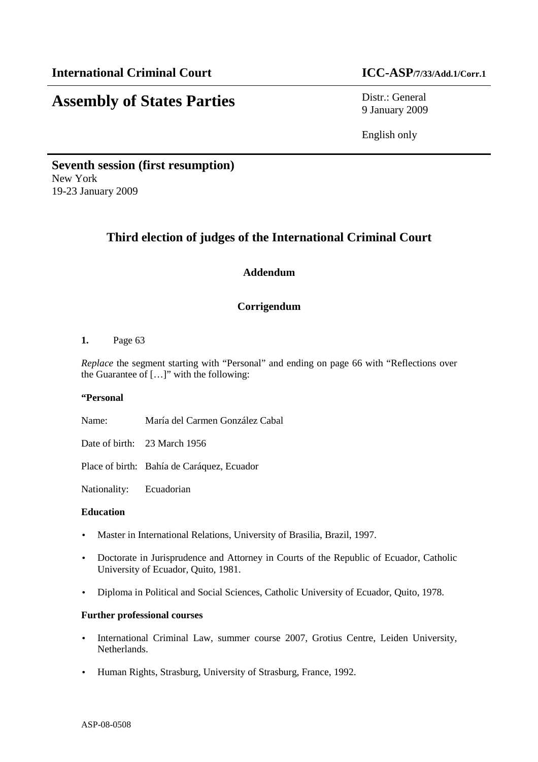**International Criminal Court** **ICC-ASP/7/33/Add.1/Corr.1**

# Assembly of States Parties

Distr.: General
9 January 2009

English only

**Seventh session (first resumption)**
New York
19-23 January 2009

## Third election of judges of the International Criminal Court

### Addendum

### Corrigendum

**1.** Page 63

*Replace* the segment starting with "Personal" and ending on page 66 with "Reflections over the Guarantee of […]" with the following:

**"Personal**

Name: María del Carmen González Cabal

Date of birth: 23 March 1956

Place of birth: Bahía de Caráquez, Ecuador

Nationality: Ecuadorian

**Education**

- Master in International Relations, University of Brasilia, Brazil, 1997.
- Doctorate in Jurisprudence and Attorney in Courts of the Republic of Ecuador, Catholic University of Ecuador, Quito, 1981.
- Diploma in Political and Social Sciences, Catholic University of Ecuador, Quito, 1978.

**Further professional courses**

- International Criminal Law, summer course 2007, Grotius Centre, Leiden University, Netherlands.
- Human Rights, Strasburg, University of Strasburg, France, 1992.

ASP-08-0508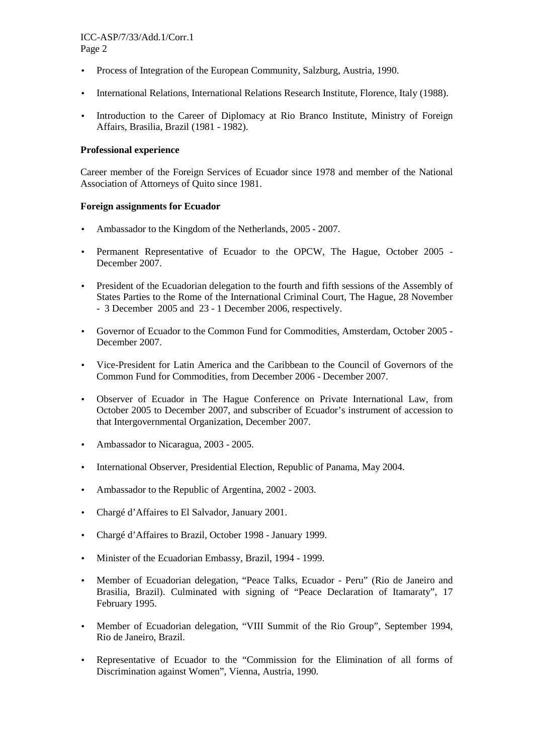- Process of Integration of the European Community, Salzburg, Austria, 1990.
- International Relations, International Relations Research Institute, Florence, Italy (1988).
- Introduction to the Career of Diplomacy at Rio Branco Institute, Ministry of Foreign Affairs, Brasilia, Brazil (1981 - 1982).

**Professional experience**

Career member of the Foreign Services of Ecuador since 1978 and member of the National Association of Attorneys of Quito since 1981.

**Foreign assignments for Ecuador**

- Ambassador to the Kingdom of the Netherlands, 2005 - 2007.
- Permanent Representative of Ecuador to the OPCW, The Hague, October 2005 - December 2007.
- President of the Ecuadorian delegation to the fourth and fifth sessions of the Assembly of States Parties to the Rome of the International Criminal Court, The Hague, 28 November - 3 December 2005 and 23 - 1 December 2006, respectively.
- Governor of Ecuador to the Common Fund for Commodities, Amsterdam, October 2005 - December 2007.
- Vice-President for Latin America and the Caribbean to the Council of Governors of the Common Fund for Commodities, from December 2006 - December 2007.
- Observer of Ecuador in The Hague Conference on Private International Law, from October 2005 to December 2007, and subscriber of Ecuador's instrument of accession to that Intergovernmental Organization, December 2007.
- Ambassador to Nicaragua, 2003 - 2005.
- International Observer, Presidential Election, Republic of Panama, May 2004.
- Ambassador to the Republic of Argentina, 2002 - 2003.
- Chargé d'Affaires to El Salvador, January 2001.
- Chargé d'Affaires to Brazil, October 1998 - January 1999.
- Minister of the Ecuadorian Embassy, Brazil, 1994 - 1999.
- Member of Ecuadorian delegation, "Peace Talks, Ecuador - Peru" (Rio de Janeiro and Brasilia, Brazil). Culminated with signing of "Peace Declaration of Itamaraty", 17 February 1995.
- Member of Ecuadorian delegation, "VIII Summit of the Rio Group", September 1994, Rio de Janeiro, Brazil.
- Representative of Ecuador to the "Commission for the Elimination of all forms of Discrimination against Women", Vienna, Austria, 1990.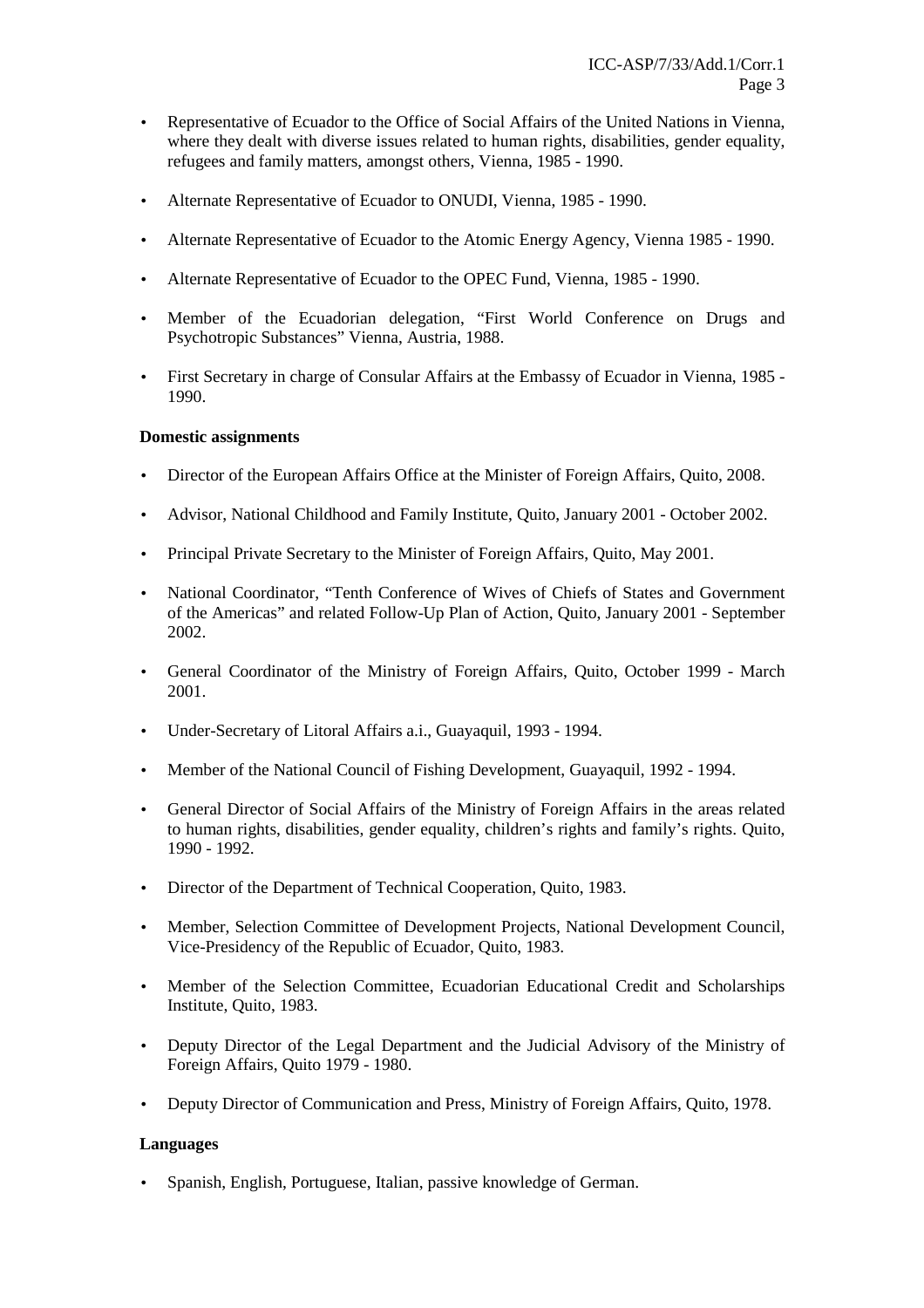- Representative of Ecuador to the Office of Social Affairs of the United Nations in Vienna, where they dealt with diverse issues related to human rights, disabilities, gender equality, refugees and family matters, amongst others, Vienna, 1985 - 1990.
- Alternate Representative of Ecuador to ONUDI, Vienna, 1985 - 1990.
- Alternate Representative of Ecuador to the Atomic Energy Agency, Vienna 1985 - 1990.
- Alternate Representative of Ecuador to the OPEC Fund, Vienna, 1985 - 1990.
- Member of the Ecuadorian delegation, "First World Conference on Drugs and Psychotropic Substances" Vienna, Austria, 1988.
- First Secretary in charge of Consular Affairs at the Embassy of Ecuador in Vienna, 1985 - 1990.

**Domestic assignments**

- Director of the European Affairs Office at the Minister of Foreign Affairs, Quito, 2008.
- Advisor, National Childhood and Family Institute, Quito, January 2001 - October 2002.
- Principal Private Secretary to the Minister of Foreign Affairs, Quito, May 2001.
- National Coordinator, "Tenth Conference of Wives of Chiefs of States and Government of the Americas" and related Follow-Up Plan of Action, Quito, January 2001 - September 2002.
- General Coordinator of the Ministry of Foreign Affairs, Quito, October 1999 - March 2001.
- Under-Secretary of Litoral Affairs a.i., Guayaquil, 1993 - 1994.
- Member of the National Council of Fishing Development, Guayaquil, 1992 - 1994.
- General Director of Social Affairs of the Ministry of Foreign Affairs in the areas related to human rights, disabilities, gender equality, children's rights and family's rights. Quito, 1990 - 1992.
- Director of the Department of Technical Cooperation, Quito, 1983.
- Member, Selection Committee of Development Projects, National Development Council, Vice-Presidency of the Republic of Ecuador, Quito, 1983.
- Member of the Selection Committee, Ecuadorian Educational Credit and Scholarships Institute, Quito, 1983.
- Deputy Director of the Legal Department and the Judicial Advisory of the Ministry of Foreign Affairs, Quito 1979 - 1980.
- Deputy Director of Communication and Press, Ministry of Foreign Affairs, Quito, 1978.

**Languages**

- Spanish, English, Portuguese, Italian, passive knowledge of German.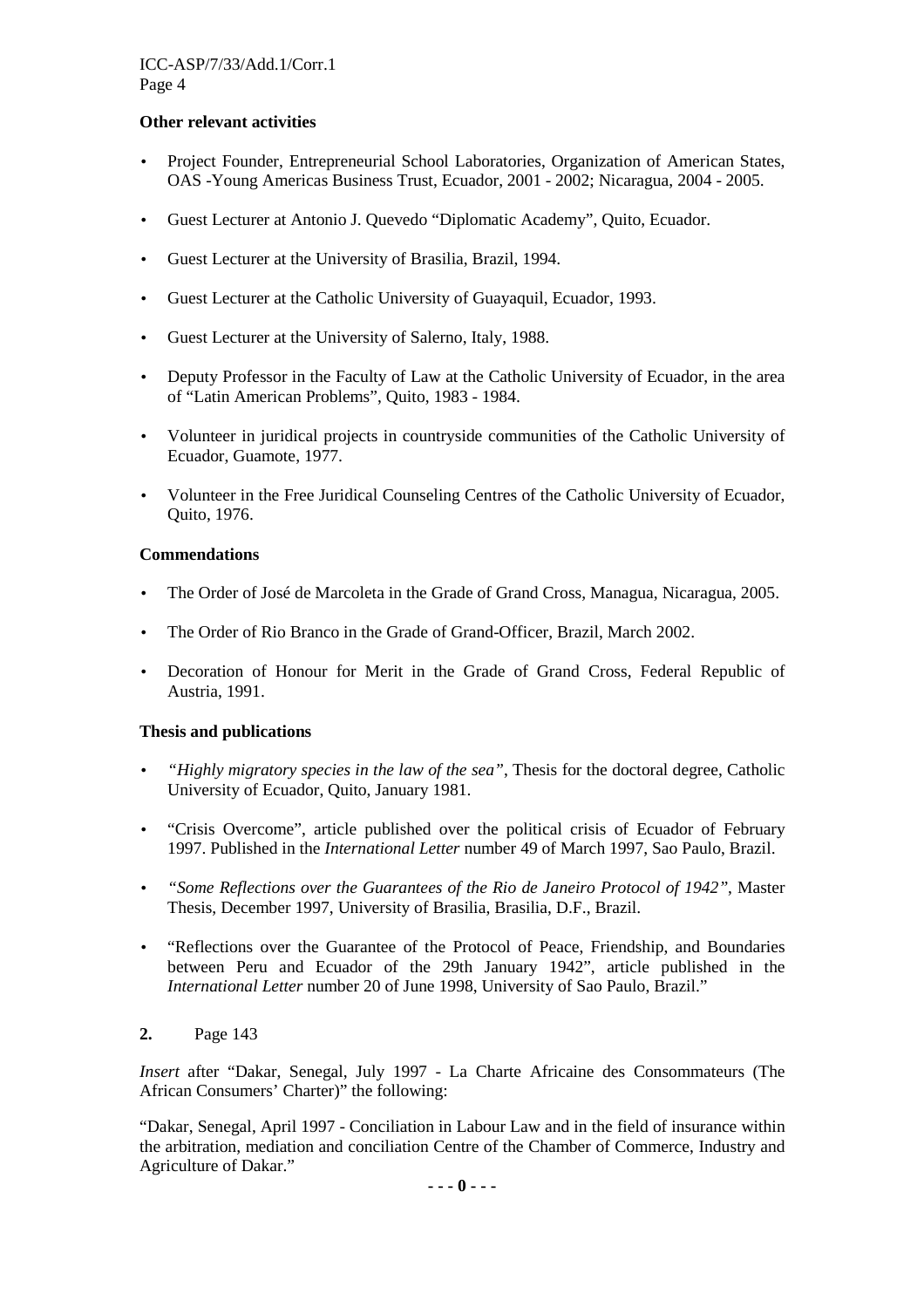**Other relevant activities**

- Project Founder, Entrepreneurial School Laboratories, Organization of American States, OAS -Young Americas Business Trust, Ecuador, 2001 - 2002; Nicaragua, 2004 - 2005.
- Guest Lecturer at Antonio J. Quevedo "Diplomatic Academy", Quito, Ecuador.
- Guest Lecturer at the University of Brasilia, Brazil, 1994.
- Guest Lecturer at the Catholic University of Guayaquil, Ecuador, 1993.
- Guest Lecturer at the University of Salerno, Italy, 1988.
- Deputy Professor in the Faculty of Law at the Catholic University of Ecuador, in the area of "Latin American Problems", Quito, 1983 - 1984.
- Volunteer in juridical projects in countryside communities of the Catholic University of Ecuador, Guamote, 1977.
- Volunteer in the Free Juridical Counseling Centres of the Catholic University of Ecuador, Quito, 1976.

**Commendations**

- The Order of José de Marcoleta in the Grade of Grand Cross, Managua, Nicaragua, 2005.
- The Order of Rio Branco in the Grade of Grand-Officer, Brazil, March 2002.
- Decoration of Honour for Merit in the Grade of Grand Cross, Federal Republic of Austria, 1991.

**Thesis and publications**

- *"Highly migratory species in the law of the sea"*, Thesis for the doctoral degree, Catholic University of Ecuador, Quito, January 1981.
- "Crisis Overcome", article published over the political crisis of Ecuador of February 1997. Published in the *International Letter* number 49 of March 1997, Sao Paulo, Brazil.
- *"Some Reflections over the Guarantees of the Rio de Janeiro Protocol of 1942"*, Master Thesis, December 1997, University of Brasilia, Brasilia, D.F., Brazil.
- "Reflections over the Guarantee of the Protocol of Peace, Friendship, and Boundaries between Peru and Ecuador of the 29th January 1942", article published in the *International Letter* number 20 of June 1998, University of Sao Paulo, Brazil."

**2.** Page 143

*Insert* after "Dakar, Senegal, July 1997 - La Charte Africaine des Consommateurs (The African Consumers' Charter)" the following:

"Dakar, Senegal, April 1997 - Conciliation in Labour Law and in the field of insurance within the arbitration, mediation and conciliation Centre of the Chamber of Commerce, Industry and Agriculture of Dakar."

**- - - 0 - - -**